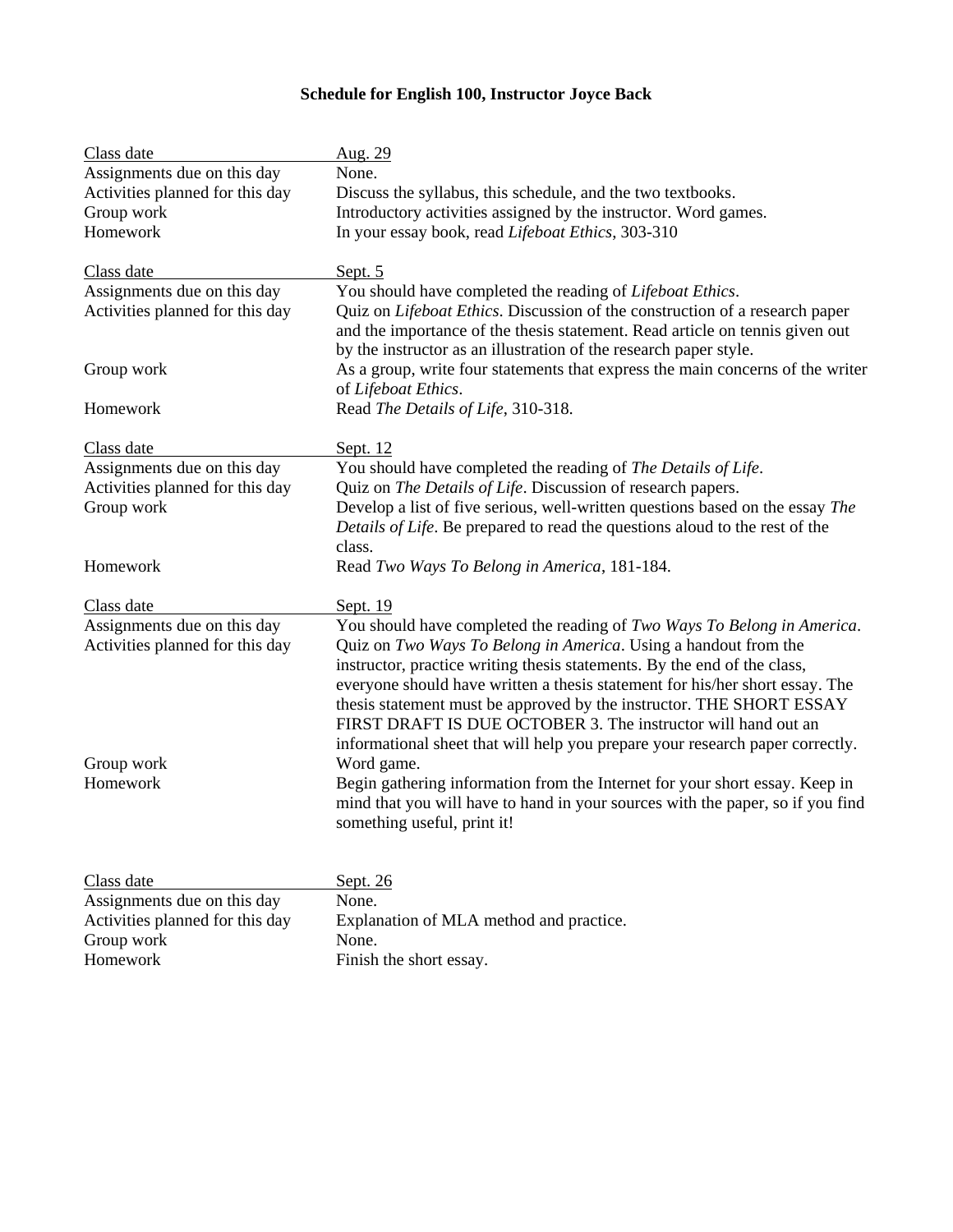**Schedule for English 100, Instructor Joyce Back**

| Class date | Aug. 29 |
|---|---|
| Assignments due on this day | None. |
| Activities planned for this day | Discuss the syllabus, this schedule, and the two textbooks. |
| Group work | Introductory activities assigned by the instructor. Word games. |
| Homework | In your essay book, read *Lifeboat Ethics*, 303-310 |

| Class date | Sept. 5 |
|---|---|
| Assignments due on this day | You should have completed the reading of *Lifeboat Ethics*. |
| Activities planned for this day | Quiz on *Lifeboat Ethics*. Discussion of the construction of a research paper and the importance of the thesis statement. Read article on tennis given out by the instructor as an illustration of the research paper style. |
| Group work | As a group, write four statements that express the main concerns of the writer of *Lifeboat Ethics*. |
| Homework | Read *The Details of Life*, 310-318. |

| Class date | Sept. 12 |
|---|---|
| Assignments due on this day | You should have completed the reading of *The Details of Life*. |
| Activities planned for this day | Quiz on *The Details of Life*. Discussion of research papers. |
| Group work | Develop a list of five serious, well-written questions based on the essay *The Details of Life*. Be prepared to read the questions aloud to the rest of the class. |
| Homework | Read *Two Ways To Belong in America*, 181-184. |

| Class date | Sept. 19 |
|---|---|
| Assignments due on this day | You should have completed the reading of *Two Ways To Belong in America*. |
| Activities planned for this day | Quiz on *Two Ways To Belong in America*. Using a handout from the instructor, practice writing thesis statements. By the end of the class, everyone should have written a thesis statement for his/her short essay. The thesis statement must be approved by the instructor. THE SHORT ESSAY FIRST DRAFT IS DUE OCTOBER 3. The instructor will hand out an informational sheet that will help you prepare your research paper correctly. |
| Group work | Word game. |
| Homework | Begin gathering information from the Internet for your short essay. Keep in mind that you will have to hand in your sources with the paper, so if you find something useful, print it! |

| Class date | Sept. 26 |
|---|---|
| Assignments due on this day | None. |
| Activities planned for this day | Explanation of MLA method and practice. |
| Group work | None. |
| Homework | Finish the short essay. |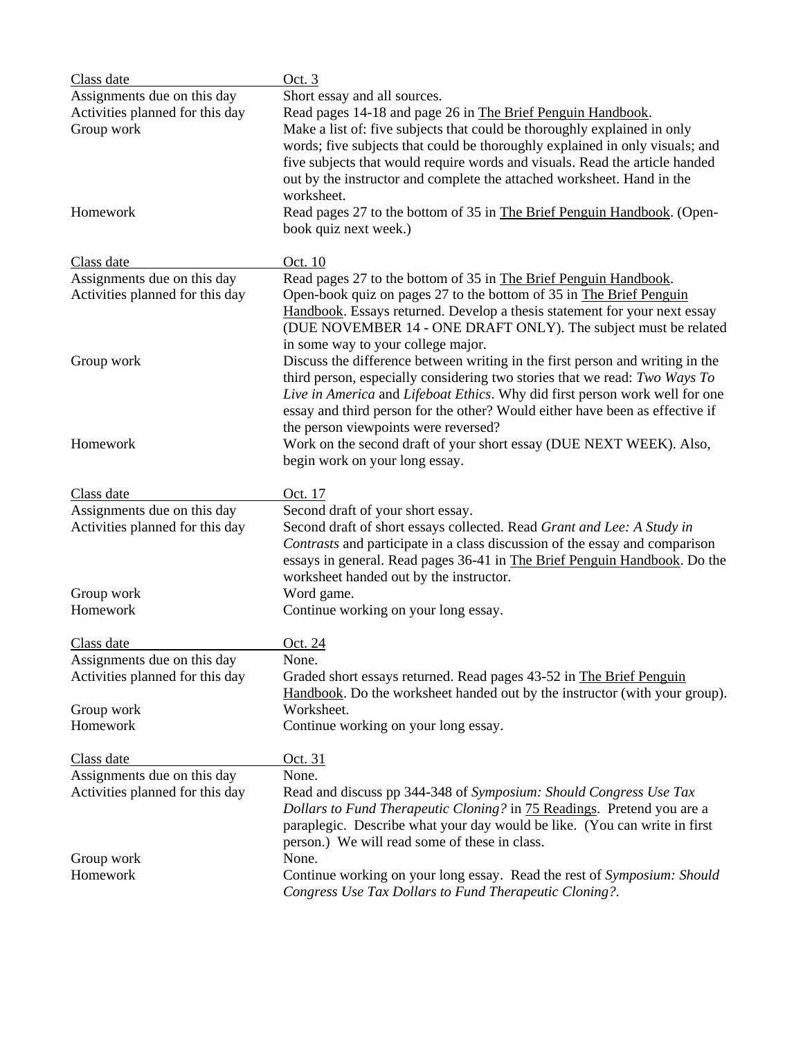| Class date | Oct. 3 |
|---|---|
| Assignments due on this day | Short essay and all sources. |
| Activities planned for this day | Read pages 14-18 and page 26 in The Brief Penguin Handbook. |
| Group work | Make a list of: five subjects that could be thoroughly explained in only words; five subjects that could be thoroughly explained in only visuals; and five subjects that would require words and visuals. Read the article handed out by the instructor and complete the attached worksheet. Hand in the worksheet. |
| Homework | Read pages 27 to the bottom of 35 in The Brief Penguin Handbook. (Open-book quiz next week.) |

| Class date | Oct. 10 |
|---|---|
| Assignments due on this day | Read pages 27 to the bottom of 35 in The Brief Penguin Handbook. |
| Activities planned for this day | Open-book quiz on pages 27 to the bottom of 35 in The Brief Penguin Handbook. Essays returned. Develop a thesis statement for your next essay (DUE NOVEMBER 14 - ONE DRAFT ONLY). The subject must be related in some way to your college major. |
| Group work | Discuss the difference between writing in the first person and writing in the third person, especially considering two stories that we read: *Two Ways To Live in America* and *Lifeboat Ethics*. Why did first person work well for one essay and third person for the other? Would either have been as effective if the person viewpoints were reversed? |
| Homework | Work on the second draft of your short essay (DUE NEXT WEEK). Also, begin work on your long essay. |

| Class date | Oct. 17 |
|---|---|
| Assignments due on this day | Second draft of your short essay. |
| Activities planned for this day | Second draft of short essays collected. Read *Grant and Lee: A Study in Contrasts* and participate in a class discussion of the essay and comparison essays in general. Read pages 36-41 in The Brief Penguin Handbook. Do the worksheet handed out by the instructor. |
| Group work | Word game. |
| Homework | Continue working on your long essay. |

| Class date | Oct. 24 |
|---|---|
| Assignments due on this day | None. |
| Activities planned for this day | Graded short essays returned. Read pages 43-52 in The Brief Penguin Handbook. Do the worksheet handed out by the instructor (with your group). |
| Group work | Worksheet. |
| Homework | Continue working on your long essay. |

| Class date | Oct. 31 |
|---|---|
| Assignments due on this day | None. |
| Activities planned for this day | Read and discuss pp 344-348 of *Symposium: Should Congress Use Tax Dollars to Fund Therapeutic Cloning?* in 75 Readings. Pretend you are a paraplegic. Describe what your day would be like. (You can write in first person.) We will read some of these in class. |
| Group work | None. |
| Homework | Continue working on your long essay. Read the rest of *Symposium: Should Congress Use Tax Dollars to Fund Therapeutic Cloning?*. |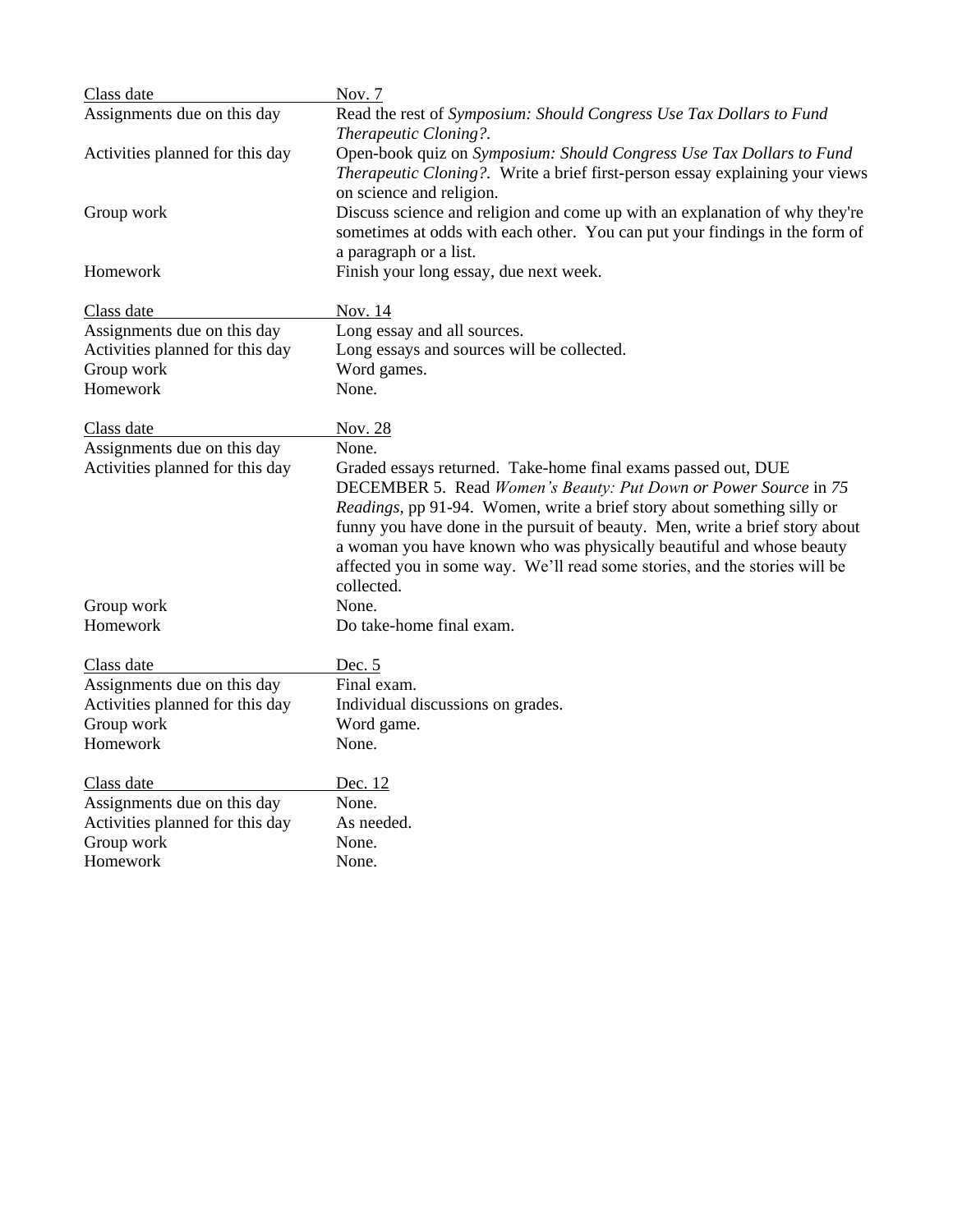| | |
|---|---|
| Class date | Nov. 7 |
| Assignments due on this day | Read the rest of *Symposium: Should Congress Use Tax Dollars to Fund Therapeutic Cloning?*. |
| Activities planned for this day | Open-book quiz on *Symposium: Should Congress Use Tax Dollars to Fund Therapeutic Cloning?*. Write a brief first-person essay explaining your views on science and religion. |
| Group work | Discuss science and religion and come up with an explanation of why they're sometimes at odds with each other. You can put your findings in the form of a paragraph or a list. |
| Homework | Finish your long essay, due next week. |

| | |
|---|---|
| Class date | Nov. 14 |
| Assignments due on this day | Long essay and all sources. |
| Activities planned for this day | Long essays and sources will be collected. |
| Group work | Word games. |
| Homework | None. |

| | |
|---|---|
| Class date | Nov. 28 |
| Assignments due on this day | None. |
| Activities planned for this day | Graded essays returned. Take-home final exams passed out, DUE DECEMBER 5. Read *Women's Beauty: Put Down or Power Source* in *75 Readings*, pp 91-94. Women, write a brief story about something silly or funny you have done in the pursuit of beauty. Men, write a brief story about a woman you have known who was physically beautiful and whose beauty affected you in some way. We'll read some stories, and the stories will be collected. |
| Group work | None. |
| Homework | Do take-home final exam. |

| | |
|---|---|
| Class date | Dec. 5 |
| Assignments due on this day | Final exam. |
| Activities planned for this day | Individual discussions on grades. |
| Group work | Word game. |
| Homework | None. |

| | |
|---|---|
| Class date | Dec. 12 |
| Assignments due on this day | None. |
| Activities planned for this day | As needed. |
| Group work | None. |
| Homework | None. |